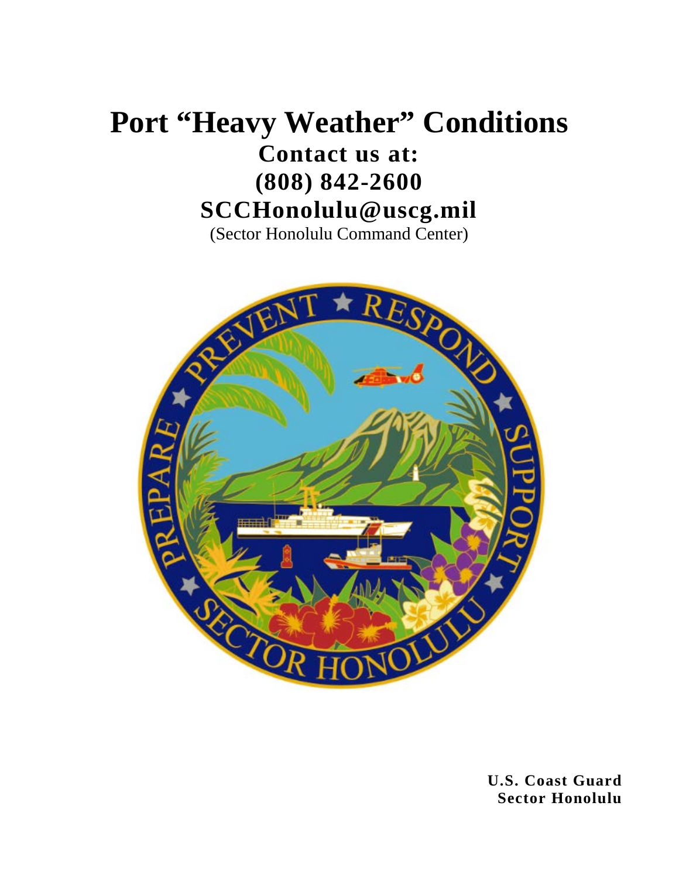# Port "Heavy Weather" Conditions

**Contact us at:**

**(808) 842-2600**

**SCCHonolulu@uscg.mil**

(Sector Honolulu Command Center)

**U.S. Coast Guard**
**Sector Honolulu**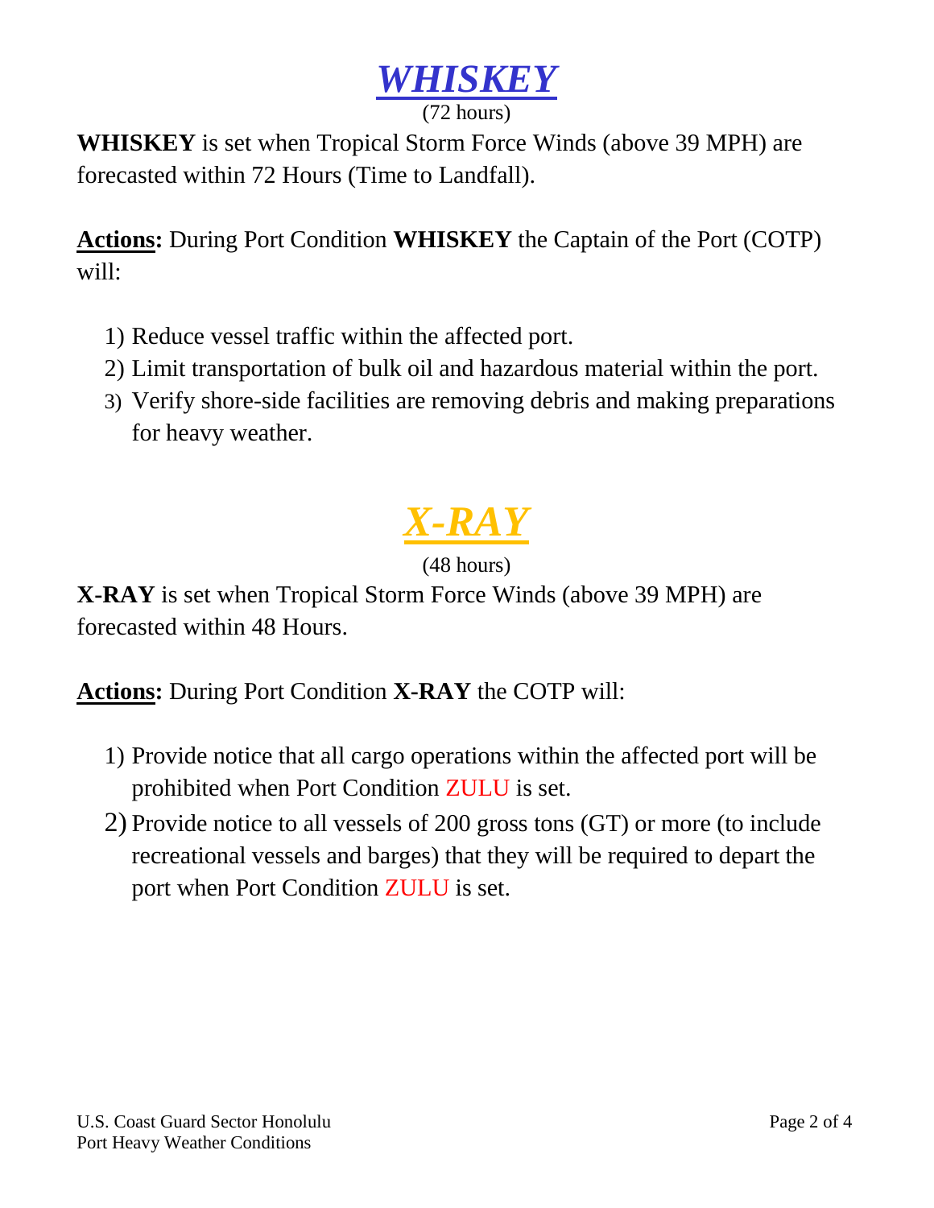# ***WHISKEY***

(72 hours)

**WHISKEY** is set when Tropical Storm Force Winds (above 39 MPH) are forecasted within 72 Hours (Time to Landfall).

**Actions:** During Port Condition **WHISKEY** the Captain of the Port (COTP) will:

1) Reduce vessel traffic within the affected port.
2) Limit transportation of bulk oil and hazardous material within the port.
3) Verify shore-side facilities are removing debris and making preparations for heavy weather.

# ***X-RAY***

(48 hours)

**X-RAY** is set when Tropical Storm Force Winds (above 39 MPH) are forecasted within 48 Hours.

**Actions:** During Port Condition **X-RAY** the COTP will:

1) Provide notice that all cargo operations within the affected port will be prohibited when Port Condition ZULU is set.
2) Provide notice to all vessels of 200 gross tons (GT) or more (to include recreational vessels and barges) that they will be required to depart the port when Port Condition ZULU is set.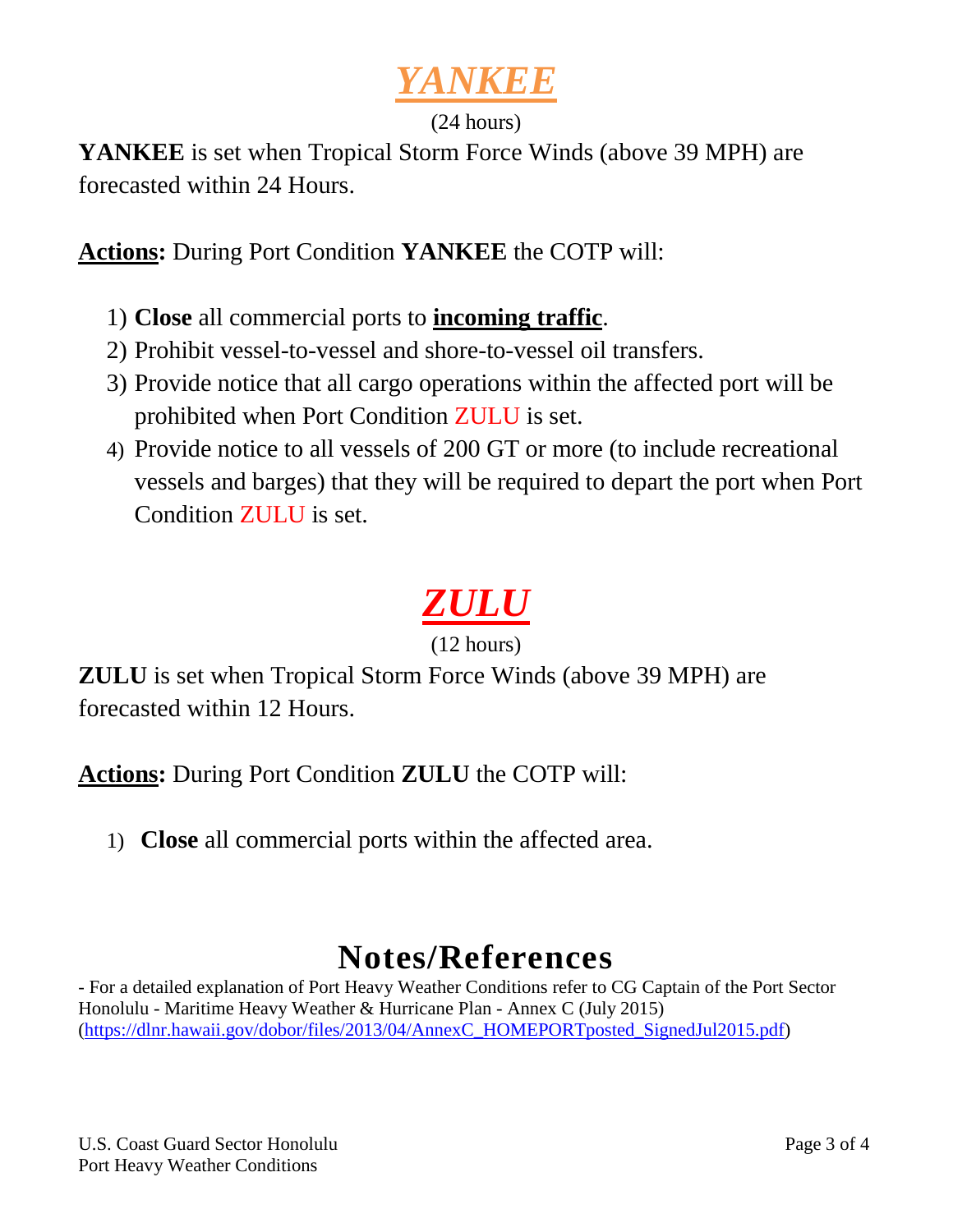# *YANKEE*

(24 hours)

**YANKEE** is set when Tropical Storm Force Winds (above 39 MPH) are forecasted within 24 Hours.

**Actions:** During Port Condition **YANKEE** the COTP will:

1) **Close** all commercial ports to **incoming traffic**.
2) Prohibit vessel-to-vessel and shore-to-vessel oil transfers.
3) Provide notice that all cargo operations within the affected port will be prohibited when Port Condition ZULU is set.
4) Provide notice to all vessels of 200 GT or more (to include recreational vessels and barges) that they will be required to depart the port when Port Condition ZULU is set.

# *ZULU*

(12 hours)

**ZULU** is set when Tropical Storm Force Winds (above 39 MPH) are forecasted within 12 Hours.

**Actions:** During Port Condition **ZULU** the COTP will:

1) **Close** all commercial ports within the affected area.

# Notes/References

- For a detailed explanation of Port Heavy Weather Conditions refer to CG Captain of the Port Sector Honolulu - Maritime Heavy Weather & Hurricane Plan - Annex C (July 2015) (https://dlnr.hawaii.gov/dobor/files/2013/04/AnnexC_HOMEPORTposted_SignedJul2015.pdf)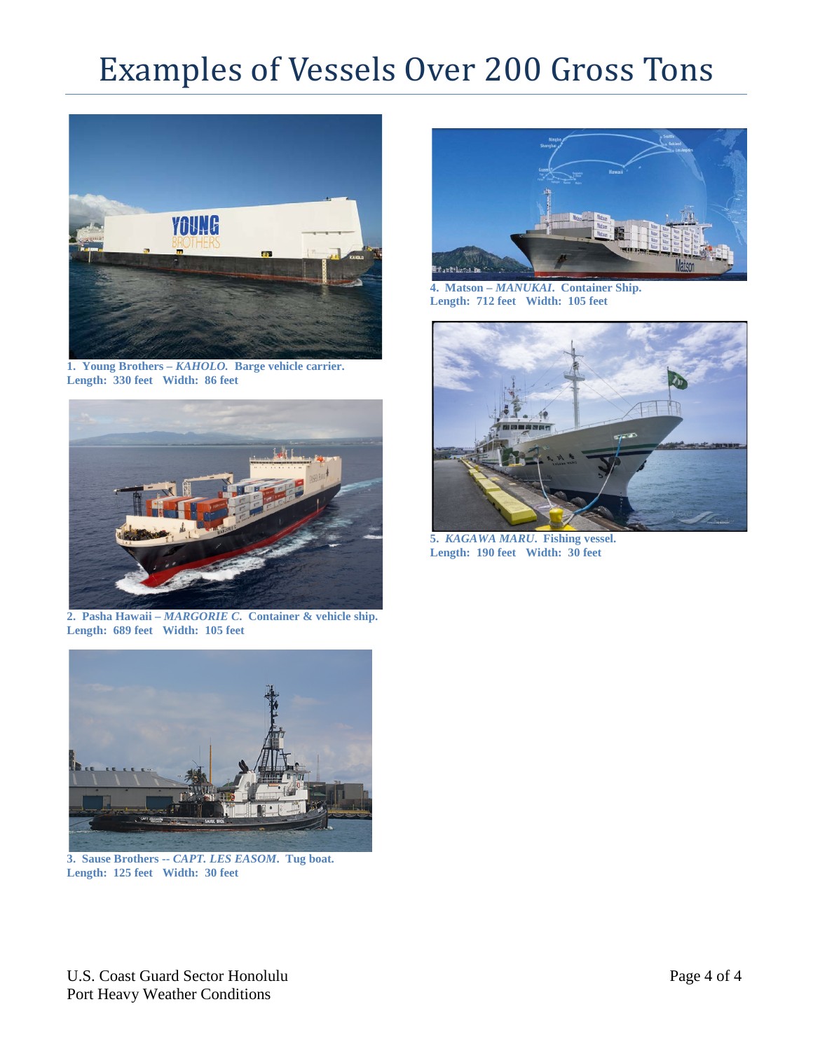# Examples of Vessels Over 200 Gross Tons

**1. Young Brothers – *KAHOLO.* Barge vehicle carrier.**
**Length: 330 feet Width: 86 feet**

**2. Pasha Hawaii – *MARGORIE C.* Container & vehicle ship.**
**Length: 689 feet Width: 105 feet**

**3. Sause Brothers -- *CAPT. LES EASOM.* Tug boat.**
**Length: 125 feet Width: 30 feet**

**4. Matson – *MANUKAI*. Container Ship.**
**Length: 712 feet Width: 105 feet**

**5. *KAGAWA MARU*. Fishing vessel.**
**Length: 190 feet Width: 30 feet**